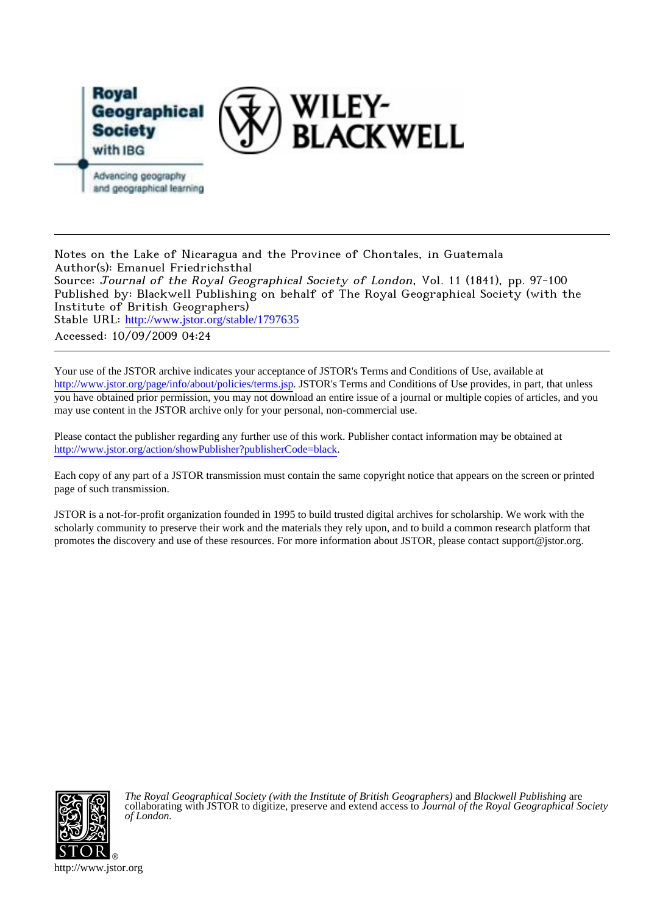Notes on the Lake of Nicaragua and the Province of Chontales, in Guatemala
Author(s): Emanuel Friedrichsthal
Source: *Journal of the Royal Geographical Society of London*, Vol. 11 (1841), pp. 97-100
Published by: Blackwell Publishing on behalf of The Royal Geographical Society (with the Institute of British Geographers)
Stable URL: http://www.jstor.org/stable/1797635
Accessed: 10/09/2009 04:24

---

Your use of the JSTOR archive indicates your acceptance of JSTOR's Terms and Conditions of Use, available at http://www.jstor.org/page/info/about/policies/terms.jsp. JSTOR's Terms and Conditions of Use provides, in part, that unless you have obtained prior permission, you may not download an entire issue of a journal or multiple copies of articles, and you may use content in the JSTOR archive only for your personal, non-commercial use.

Please contact the publisher regarding any further use of this work. Publisher contact information may be obtained at http://www.jstor.org/action/showPublisher?publisherCode=black.

Each copy of any part of a JSTOR transmission must contain the same copyright notice that appears on the screen or printed page of such transmission.

JSTOR is a not-for-profit organization founded in 1995 to build trusted digital archives for scholarship. We work with the scholarly community to preserve their work and the materials they rely upon, and to build a common research platform that promotes the discovery and use of these resources. For more information about JSTOR, please contact support@jstor.org.

*The Royal Geographical Society (with the Institute of British Geographers)* and *Blackwell Publishing* are collaborating with JSTOR to digitize, preserve and extend access to *Journal of the Royal Geographical Society of London.*

http://www.jstor.org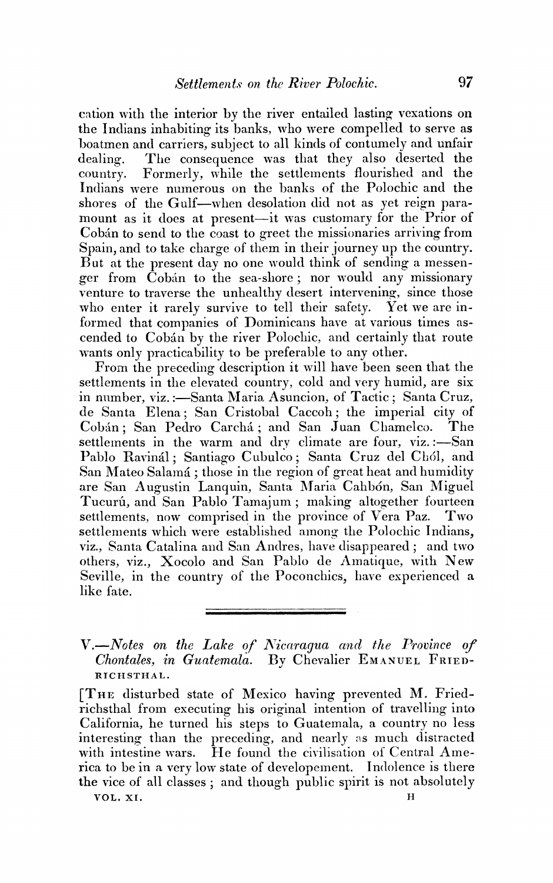cation with the interior by the river entailed lasting vexations on the Indians inhabiting its banks, who were compelled to serve as boatmen and carriers, subject to all kinds of contumely and unfair dealing. The consequence was that they also deserted the country. Formerly, while the settlements flourished and the Indians were numerous on the banks of the Polochic and the shores of the Gulf—when desolation did not as yet reign paramount as it does at present—it was customary for the Prior of Cobán to send to the coast to greet the missionaries arriving from Spain, and to take charge of them in their journey up the country. But at the present day no one would think of sending a messenger from Cobán to the sea-shore; nor would any missionary venture to traverse the unhealthy desert intervening, since those who enter it rarely survive to tell their safety. Yet we are informed that companies of Dominicans have at various times ascended to Cobán by the river Polochic, and certainly that route wants only practicability to be preferable to any other.

From the preceding description it will have been seen that the settlements in the elevated country, cold and very humid, are six in number, viz.:—Santa Maria Asuncion, of Tactic; Santa Cruz, de Santa Elena; San Cristobal Caccoh; the imperial city of Cobán; San Pedro Carchá; and San Juan Chamelco. The settlements in the warm and dry climate are four, viz.:—San Pablo Ravinál; Santiago Cubulco; Santa Cruz del Chól, and San Mateo Salamá; those in the region of great heat and humidity are San Augustin Lanquin, Santa Maria Cahbón, San Miguel Tucurú, and San Pablo Tamajum; making altogether fourteen settlements, now comprised in the province of Vera Paz. Two settlements which were established among the Polochic Indians, viz., Santa Catalina and San Andres, have disappeared; and two others, viz., Xocolo and San Pablo de Amatique, with New Seville, in the country of the Poconchics, have experienced a like fate.

---

## V.—*Notes on the Lake of Nicaragua and the Province of Chontales, in Guatemala.* By Chevalier EMANUEL FRIEDRICHSTHAL.

[THE disturbed state of Mexico having prevented M. Friedrichsthal from executing his original intention of travelling into California, he turned his steps to Guatemala, a country no less interesting than the preceding, and nearly as much distracted with intestine wars. He found the civilisation of Central America to be in a very low state of developement. Indolence is there the vice of all classes; and though public spirit is not absolutely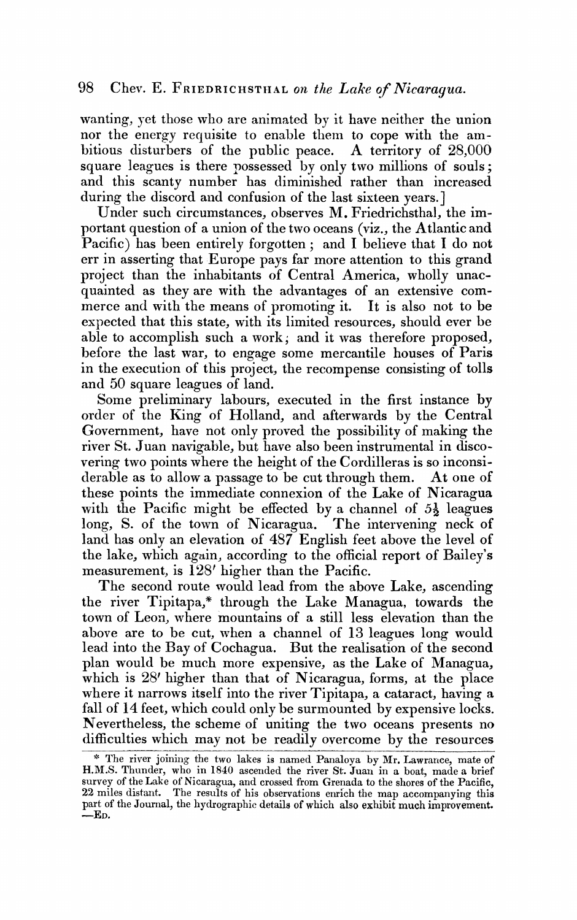wanting, yet those who are animated by it have neither the union nor the energy requisite to enable them to cope with the ambitious disturbers of the public peace. A territory of 28,000 square leagues is there possessed by only two millions of souls; and this scanty number has diminished rather than increased during the discord and confusion of the last sixteen years.]

Under such circumstances, observes M. Friedrichsthal, the important question of a union of the two oceans (viz., the Atlantic and Pacific) has been entirely forgotten; and I believe that I do not err in asserting that Europe pays far more attention to this grand project than the inhabitants of Central America, wholly unacquainted as they are with the advantages of an extensive commerce and with the means of promoting it. It is also not to be expected that this state, with its limited resources, should ever be able to accomplish such a work; and it was therefore proposed, before the last war, to engage some mercantile houses of Paris in the execution of this project, the recompense consisting of tolls and 50 square leagues of land.

Some preliminary labours, executed in the first instance by order of the King of Holland, and afterwards by the Central Government, have not only proved the possibility of making the river St. Juan navigable, but have also been instrumental in discovering two points where the height of the Cordilleras is so inconsiderable as to allow a passage to be cut through them. At one of these points the immediate connexion of the Lake of Nicaragua with the Pacific might be effected by a channel of 5½ leagues long, S. of the town of Nicaragua. The intervening neck of land has only an elevation of 487 English feet above the level of the lake, which again, according to the official report of Bailey's measurement, is 128′ higher than the Pacific.

The second route would lead from the above Lake, ascending the river Tipitapa,* through the Lake Managua, towards the town of Leon, where mountains of a still less elevation than the above are to be cut, when a channel of 13 leagues long would lead into the Bay of Cochagua. But the realisation of the second plan would be much more expensive, as the Lake of Managua, which is 28′ higher than that of Nicaragua, forms, at the place where it narrows itself into the river Tipitapa, a cataract, having a fall of 14 feet, which could only be surmounted by expensive locks. Nevertheless, the scheme of uniting the two oceans presents no difficulties which may not be readily overcome by the resources

---

* The river joining the two lakes is named Panaloya by Mr. Lawrance, mate of H.M.S. Thunder, who in 1840 ascended the river St. Juan in a boat, made a brief survey of the Lake of Nicaragua, and crossed from Grenada to the shores of the Pacific, 22 miles distant. The results of his observations enrich the map accompanying this part of the Journal, the hydrographic details of which also exhibit much improvement. —Ed.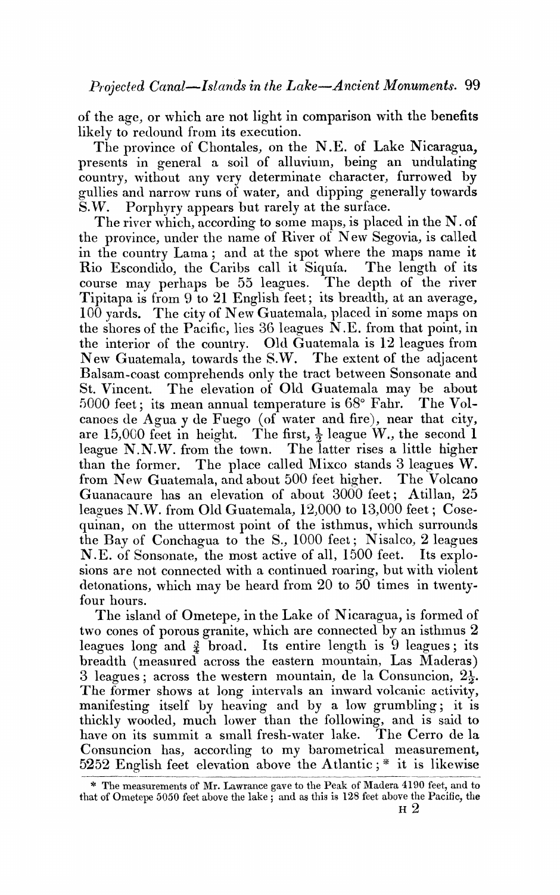of the age, or which are not light in comparison with the benefits likely to redound from its execution.

The province of Chontales, on the N.E. of Lake Nicaragua, presents in general a soil of alluvium, being an undulating country, without any very determinate character, furrowed by gullies and narrow runs of water, and dipping generally towards S.W. Porphyry appears but rarely at the surface.

The river which, according to some maps, is placed in the N. of the province, under the name of River of New Segovia, is called in the country Lama; and at the spot where the maps name it Rio Escondido, the Caribs call it Siquía. The length of its course may perhaps be 55 leagues. The depth of the river Tipitapa is from 9 to 21 English feet; its breadth, at an average, 100 yards. The city of New Guatemala, placed in some maps on the shores of the Pacific, lies 36 leagues N.E. from that point, in the interior of the country. Old Guatemala is 12 leagues from New Guatemala, towards the S.W. The extent of the adjacent Balsam-coast comprehends only the tract between Sonsonate and St. Vincent. The elevation of Old Guatemala may be about 5000 feet; its mean annual temperature is 68° Fahr. The Volcanoes de Agua y de Fuego (of water and fire), near that city, are 15,000 feet in height. The first, ½ league W., the second 1 league N.N.W. from the town. The latter rises a little higher than the former. The place called Mixco stands 3 leagues W. from New Guatemala, and about 500 feet higher. The Volcano Guanacaure has an elevation of about 3000 feet; Atillan, 25 leagues N.W. from Old Guatemala, 12,000 to 13,000 feet; Cosequinan, on the uttermost point of the isthmus, which surrounds the Bay of Conchagua to the S., 1000 feet; Nisalco, 2 leagues N.E. of Sonsonate, the most active of all, 1500 feet. Its explosions are not connected with a continued roaring, but with violent detonations, which may be heard from 20 to 50 times in twenty-four hours.

The island of Ometepe, in the Lake of Nicaragua, is formed of two cones of porous granite, which are connected by an isthmus 2 leagues long and ¾ broad. Its entire length is 9 leagues; its breadth (measured across the eastern mountain, Las Maderas) 3 leagues; across the western mountain, de la Consuncion, 2½. The former shows at long intervals an inward volcanic activity, manifesting itself by heaving and by a low grumbling; it is thickly wooded, much lower than the following, and is said to have on its summit a small fresh-water lake. The Cerro de la Consuncion has, according to my barometrical measurement, 5252 English feet elevation above the Atlantic;* it is likewise

* The measurements of Mr. Lawrance gave to the Peak of Madera 4190 feet, and to that of Ometepe 5050 feet above the lake; and as this is 128 feet above the Pacific, the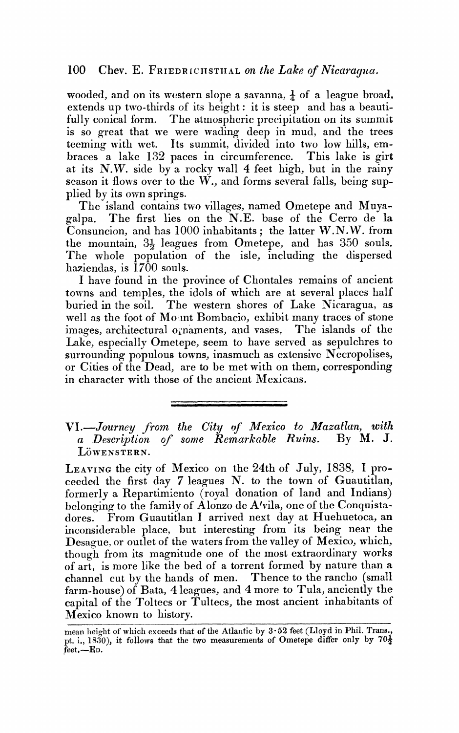wooded, and on its western slope a savanna, $\frac{1}{4}$ of a league broad, extends up two-thirds of its height: it is steep and has a beautifully conical form. The atmospheric precipitation on its summit is so great that we were wading deep in mud, and the trees teeming with wet. Its summit, divided into two low hills, embraces a lake 132 paces in circumference. This lake is girt at its N.W. side by a rocky wall 4 feet high, but in the rainy season it flows over to the W., and forms several falls, being supplied by its own springs.

The island contains two villages, named Ometepe and Muyagalpa. The first lies on the N.E. base of the Cerro de la Consuncion, and has 1000 inhabitants; the latter W.N.W. from the mountain, $3\frac{1}{2}$ leagues from Ometepe, and has 350 souls. The whole population of the isle, including the dispersed haziendas, is 1700 souls.

I have found in the province of Chontales remains of ancient towns and temples, the idols of which are at several places half buried in the soil. The western shores of Lake Nicaragua, as well as the foot of Mount Bombacio, exhibit many traces of stone images, architectural ornaments, and vases. The islands of the Lake, especially Ometepe, seem to have served as sepulchres to surrounding populous towns, inasmuch as extensive Necropolises, or Cities of the Dead, are to be met with on them, corresponding in character with those of the ancient Mexicans.

---

## VI.—*Journey from the City of Mexico to Mazatlan, with a Description of some Remarkable Ruins.* By M. J. Löwenstern.

Leaving the city of Mexico on the 24th of July, 1838, I proceeded the first day 7 leagues N. to the town of Guautitlan, formerly a Repartimiento (royal donation of land and Indians) belonging to the family of Alonzo de A'vila, one of the Conquistadores. From Guautitlan I arrived next day at Huehuetoca, an inconsiderable place, but interesting from its being near the Desague, or outlet of the waters from the valley of Mexico, which, though from its magnitude one of the most extraordinary works of art, is more like the bed of a torrent formed by nature than a channel cut by the hands of men. Thence to the rancho (small farm-house) of Bata, 4 leagues, and 4 more to Tula, anciently the capital of the Toltecs or Tultecs, the most ancient inhabitants of Mexico known to history.

mean height of which exceeds that of the Atlantic by 3·52 feet (Lloyd in Phil. Trans., pt. i., 1830), it follows that the two measurements of Ometepe differ only by $70\frac{1}{2}$ feet.—Ed.